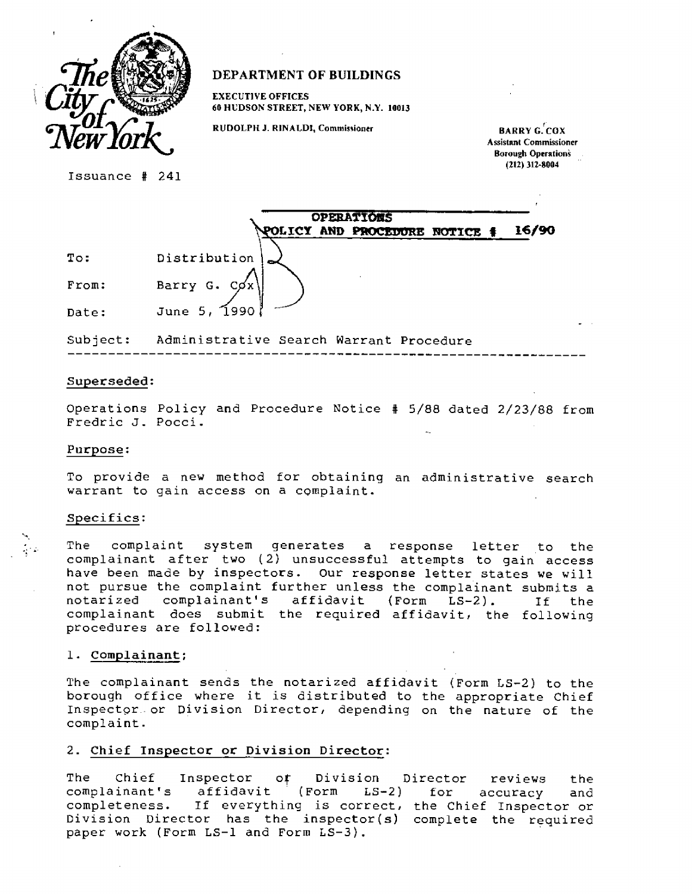The City of New York

**DEPARTMENT OF BUILDINGS**

EXECUTIVE OFFICES
60 HUDSON STREET, NEW YORK, N.Y. 10013

RUDOLPH J. RINALDI, Commissioner

BARRY G. COX
Assistant Commissioner
Borough Operations
(212) 312-8004

Issuance # 241

**OPERATIONS**
**POLICY AND PROCEDURE NOTICE # 16/90**

To: Distribution

From: Barry G. Cox

Date: June 5, 1990

Subject: Administrative Search Warrant Procedure

---

**Superseded:**

Operations Policy and Procedure Notice # 5/88 dated 2/23/88 from Fredric J. Pocci.

**Purpose:**

To provide a new method for obtaining an administrative search warrant to gain access on a complaint.

**Specifics:**

The complaint system generates a response letter to the complainant after two (2) unsuccessful attempts to gain access have been made by inspectors. Our response letter states we will not pursue the complaint further unless the complainant submits a notarized complainant's affidavit (Form LS-2). If the complainant does submit the required affidavit, the following procedures are followed:

1. **Complainant:**

The complainant sends the notarized affidavit (Form LS-2) to the borough office where it is distributed to the appropriate Chief Inspector or Division Director, depending on the nature of the complaint.

2. **Chief Inspector or Division Director:**

The Chief Inspector or Division Director reviews the complainant's affidavit (Form LS-2) for accuracy and completeness. If everything is correct, the Chief Inspector or Division Director has the inspector(s) complete the required paper work (Form LS-1 and Form LS-3).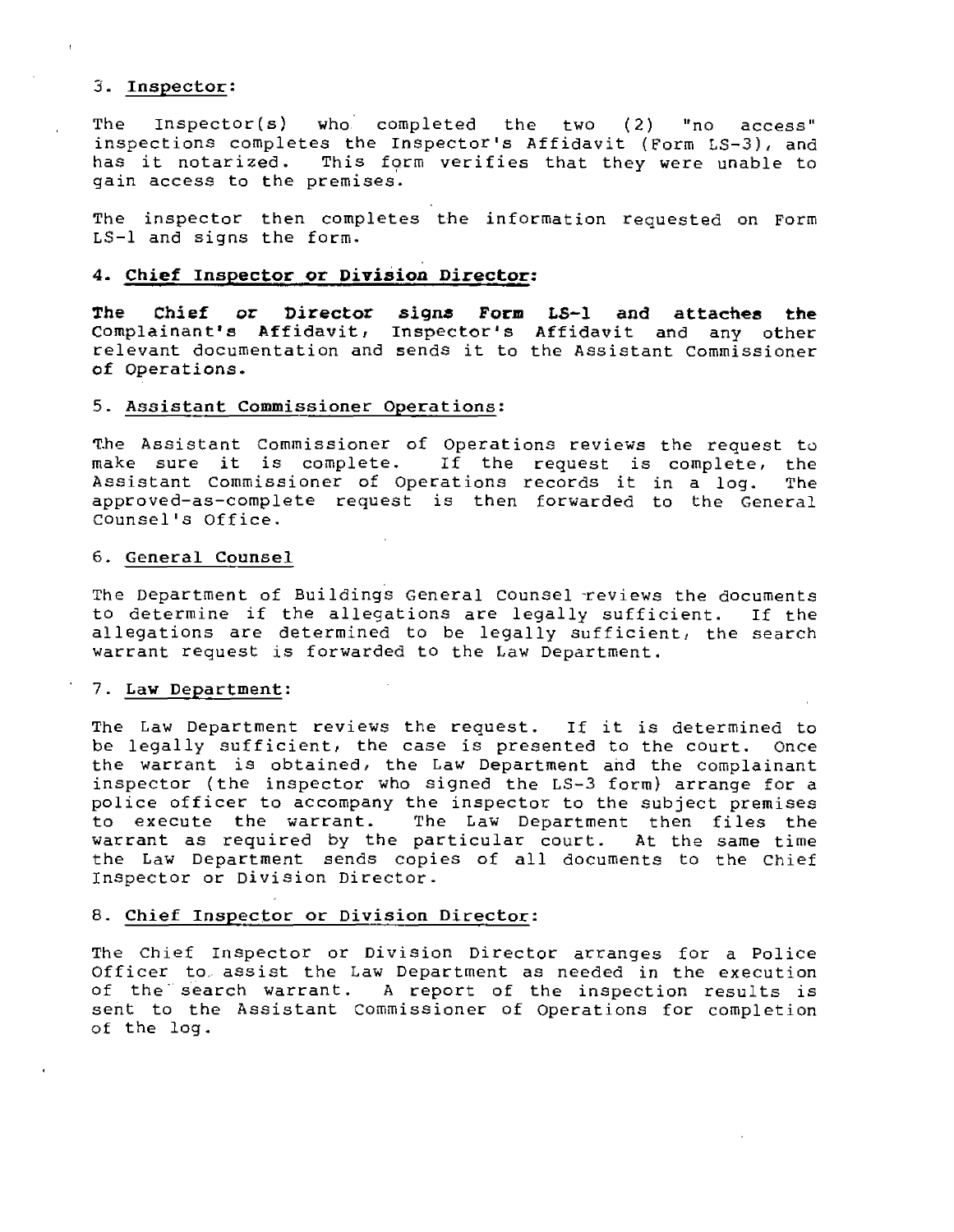3. **Inspector:**

The Inspector(s) who completed the two (2) "no access" inspections completes the Inspector's Affidavit (Form LS-3), and has it notarized. This form verifies that they were unable to gain access to the premises.

The inspector then completes the information requested on Form LS-1 and signs the form.

4. **Chief Inspector or Division Director:**

**The Chief or Director signs Form LS-1 and attaches the** Complainant's Affidavit, Inspector's Affidavit and any other relevant documentation and sends it to the Assistant Commissioner of Operations.

5. **Assistant Commissioner Operations:**

The Assistant Commissioner of Operations reviews the request to make sure it is complete. If the request is complete, the Assistant Commissioner of Operations records it in a log. The approved-as-complete request is then forwarded to the General Counsel's Office.

6. **General Counsel**

The Department of Buildings General Counsel reviews the documents to determine if the allegations are legally sufficient. If the allegations are determined to be legally sufficient, the search warrant request is forwarded to the Law Department.

7. **Law Department:**

The Law Department reviews the request. If it is determined to be legally sufficient, the case is presented to the court. Once the warrant is obtained, the Law Department and the complainant inspector (the inspector who signed the LS-3 form) arrange for a police officer to accompany the inspector to the subject premises to execute the warrant. The Law Department then files the warrant as required by the particular court. At the same time the Law Department sends copies of all documents to the Chief Inspector or Division Director.

8. **Chief Inspector or Division Director:**

The Chief Inspector or Division Director arranges for a Police Officer to assist the Law Department as needed in the execution of the search warrant. A report of the inspection results is sent to the Assistant Commissioner of Operations for completion of the log.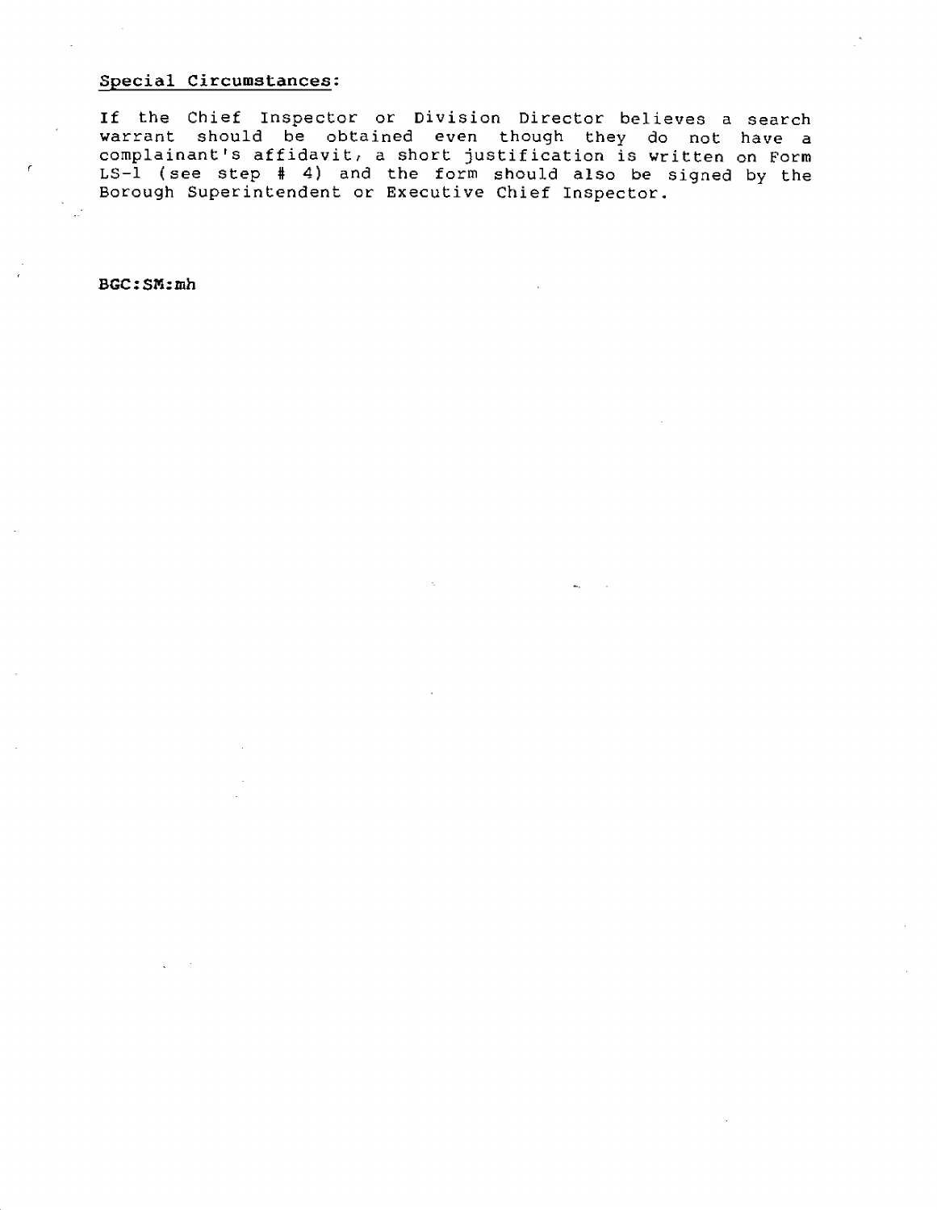<u>Special Circumstances</u>:

If the Chief Inspector or Division Director believes a search warrant should be obtained even though they do not have a complainant's affidavit, a short justification is written on Form LS-1 (see step # 4) and the form should also be signed by the Borough Superintendent or Executive Chief Inspector.

**BGC:SM:mh**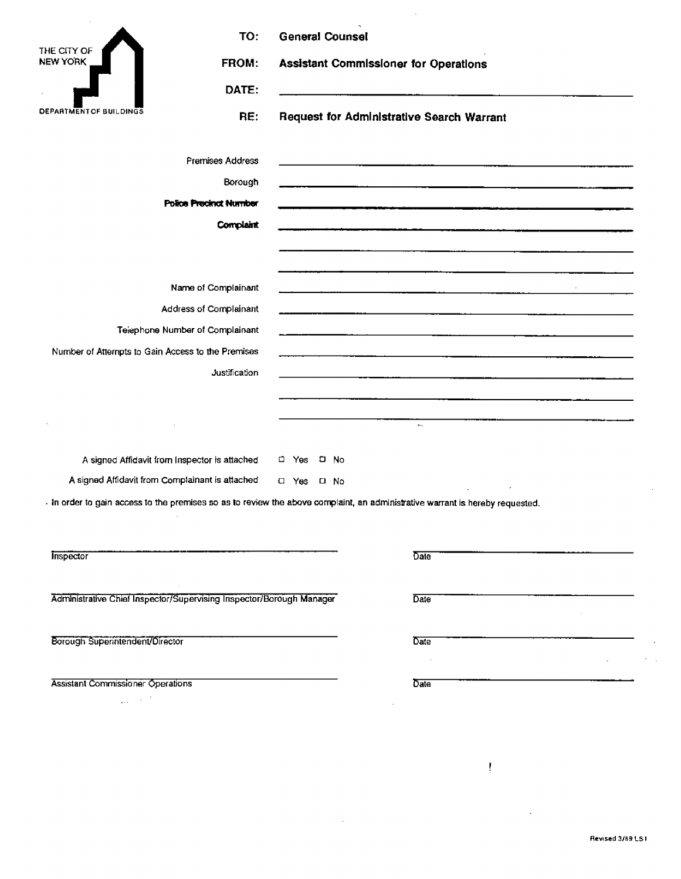THE CITY OF NEW YORK

DEPARTMENT OF BUILDINGS

**TO:** General Counsel

**FROM:** Assistant Commissioner for Operations

**DATE:** ______________________________

**RE:** Request for Administrative Search Warrant

Premises Address ______________________________

Borough ______________________________

**Police Precinct Number** ______________________________

**Complaint** ______________________________

______________________________

______________________________

Name of Complainant ______________________________

Address of Complainant ______________________________

Telephone Number of Complainant ______________________________

Number of Attempts to Gain Access to the Premises ______________________________

Justification ______________________________

______________________________

______________________________

A signed Affidavit from Inspector is attached ☐ Yes ☐ No

A signed Affidavit from Complainant is attached ☐ Yes ☐ No

In order to gain access to the premises so as to review the above complaint, an administrative warrant is hereby requested.

______________________________ ______________________________
Inspector Date

______________________________ ______________________________
Administrative Chief Inspector/Supervising Inspector/Borough Manager Date

______________________________ ______________________________
Borough Superintendent/Director Date

______________________________ ______________________________
Assistant Commissioner Operations Date

Revised 3/89 LS1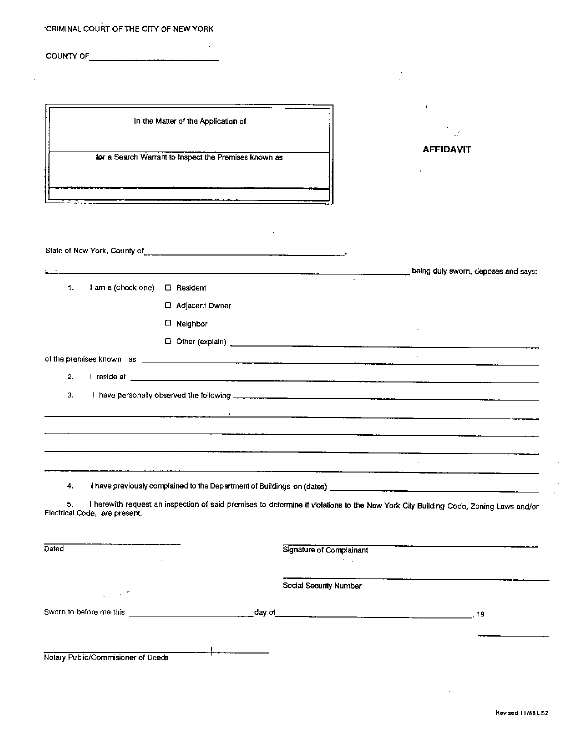CRIMINAL COURT OF THE CITY OF NEW YORK

COUNTY OF ____________________

| In the Matter of the Application of |
|---|
| for a Search Warrant to Inspect the Premises known as |
| |

**AFFIDAVIT**

State of New York, County of ______________________________.

______________________________________________ being duly sworn, deposes and says:

1. I am a (check one)
   - ☐ Resident
   - ☐ Adjacent Owner
   - ☐ Neighbor
   - ☐ Other (explain) ______________________________

of the premises known as ______________________________

2. I reside at ______________________________

3. I have personally observed the following ______________________________

______________________________________________

______________________________________________

______________________________________________

______________________________________________

4. I have previously complained to the Department of Buildings on (dates) ______________________________

5. I herewith request an inspection of said premises to determine if violations to the New York City Building Code, Zoning Laws and/or Electrical Code, are present.

______________________ Dated

______________________ Signature of Complainant

______________________ Social Security Number

Sworn to before me this ______________ day of ______________________, 19 ____

______________________

Notary Public/Commisioner of Deeds

Revised 11/88 LS2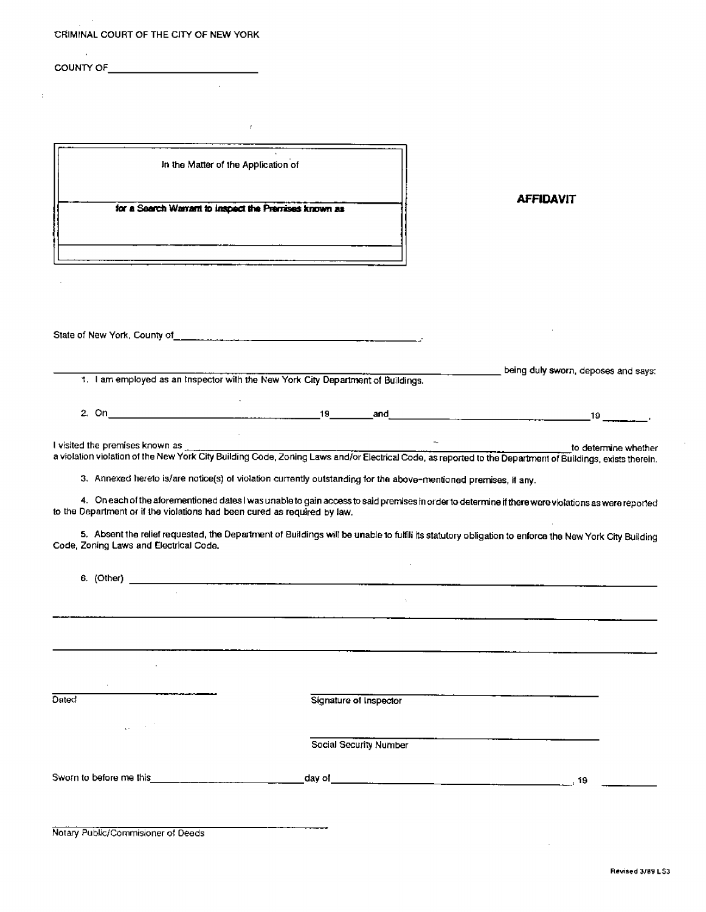CRIMINAL COURT OF THE CITY OF NEW YORK

COUNTY OF ____________________________

| In the Matter of the Application of |
|---|
| |
| **for a Search Warrant to Inspect the Premises known as** |
| |

## AFFIDAVIT

State of New York, County of ____________________________________________.

________________________________________________________________ being duly sworn, deposes and says:

1. I am employed as an Inspector with the New York City Department of Buildings.

2. On ______________________________ 19 ________ and ______________________________ 19 ________,

I visited the premises known as ______________________________________________ to determine whether a violation violation of the New York City Building Code, Zoning Laws and/or Electrical Code, as reported to the Department of Buildings, exists therein.

3. Annexed hereto is/are notice(s) of violation currently outstanding for the above-mentioned premises, if any.

4. On each of the aforementioned dates I was unable to gain access to said premises in order to determine if there were violations as were reported to the Department or if the violations had been cured as required by law.

5. Absent the relief requested, the Department of Buildings will be unable to fulfill its statutory obligation to enforce the New York City Building Code, Zoning Laws and Electrical Code.

6. (Other) ______________________________________________________________________

______________________________________________________________________________

______________________________________________________________________________

________________________
Dated

________________________________________
Signature of Inspector

________________________________________
Social Security Number

Sworn to before me this ____________________ day of ______________________________, 19 ________

________________________________________
Notary Public/Commisioner of Deeds

Revised 3/89 LS3